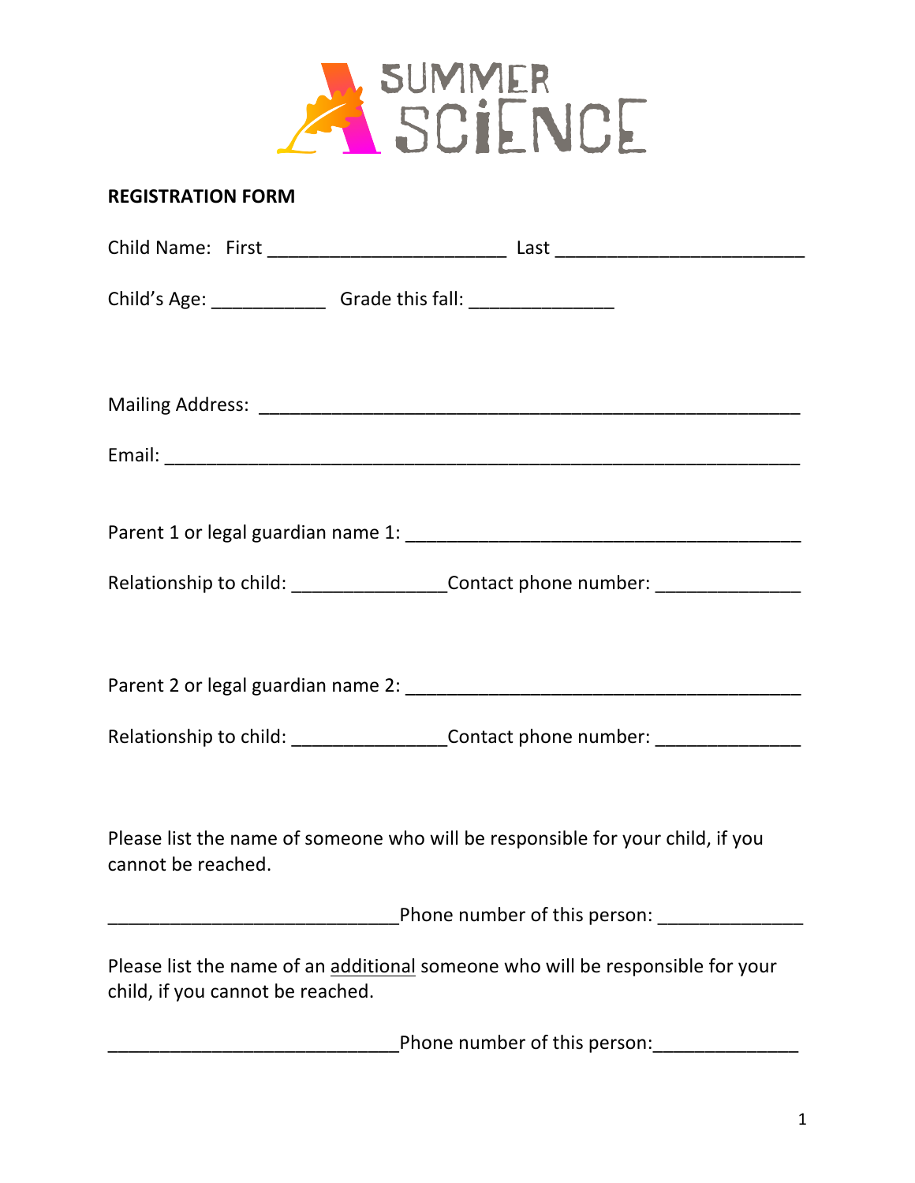SUMMER SCIENCE

**REGISTRATION FORM**

Child Name: First _______________________ Last ________________________

Child's Age: ___________ Grade this fall: ______________

Mailing Address: ____________________________________________________

Email: _________________________________________________________

Parent 1 or legal guardian name 1: ______________________________________

Relationship to child: _______________Contact phone number: ______________

Parent 2 or legal guardian name 2: ______________________________________

Relationship to child: _______________Contact phone number: ______________

Please list the name of someone who will be responsible for your child, if you cannot be reached.

____________________________Phone number of this person: ______________

Please list the name of an <u>additional</u> someone who will be responsible for your child, if you cannot be reached.

____________________________Phone number of this person:______________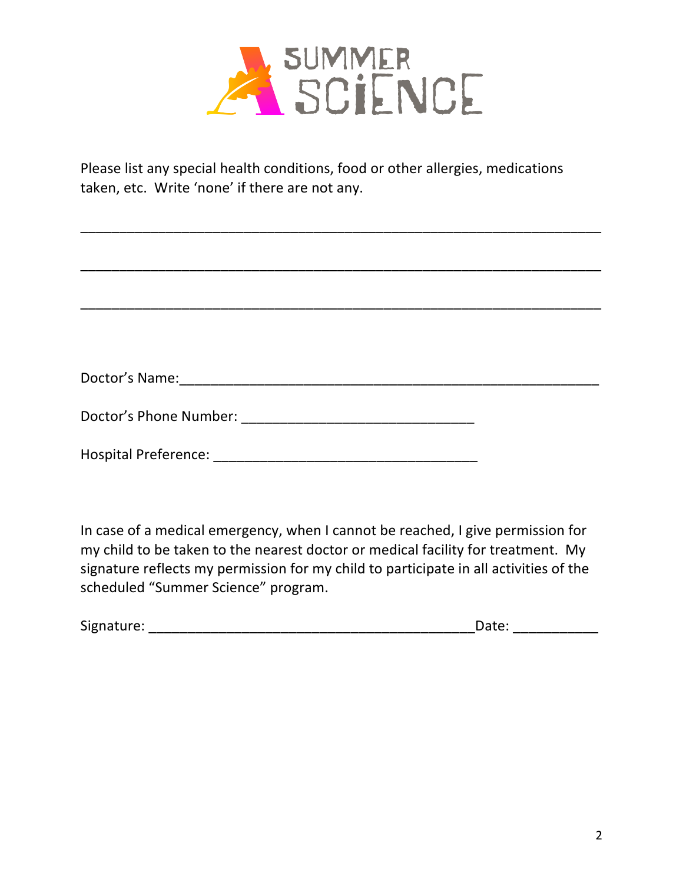SUMMER SCIENCE

Please list any special health conditions, food or other allergies, medications taken, etc. Write 'none' if there are not any.

_______________________________________________________________

_______________________________________________________________

_______________________________________________________________

Doctor's Name:_______________________________________________

Doctor's Phone Number: ___________________________

Hospital Preference: ______________________________

In case of a medical emergency, when I cannot be reached, I give permission for my child to be taken to the nearest doctor or medical facility for treatment. My signature reflects my permission for my child to participate in all activities of the scheduled "Summer Science" program.

Signature: _____________________________________Date: __________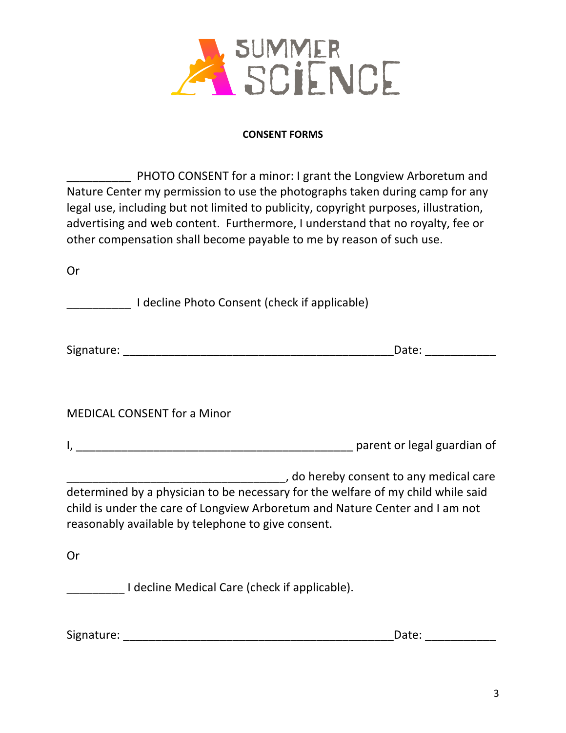SUMMER SCIENCE

**CONSENT FORMS**

__________ PHOTO CONSENT for a minor: I grant the Longview Arboretum and Nature Center my permission to use the photographs taken during camp for any legal use, including but not limited to publicity, copyright purposes, illustration, advertising and web content. Furthermore, I understand that no royalty, fee or other compensation shall become payable to me by reason of such use.

Or

__________ I decline Photo Consent (check if applicable)

Signature: ________________________________________Date: __________

MEDICAL CONSENT for a Minor

I, _________________________________________ parent or legal guardian of

________________________________, do hereby consent to any medical care determined by a physician to be necessary for the welfare of my child while said child is under the care of Longview Arboretum and Nature Center and I am not reasonably available by telephone to give consent.

Or

_________ I decline Medical Care (check if applicable).

Signature: ________________________________________Date: __________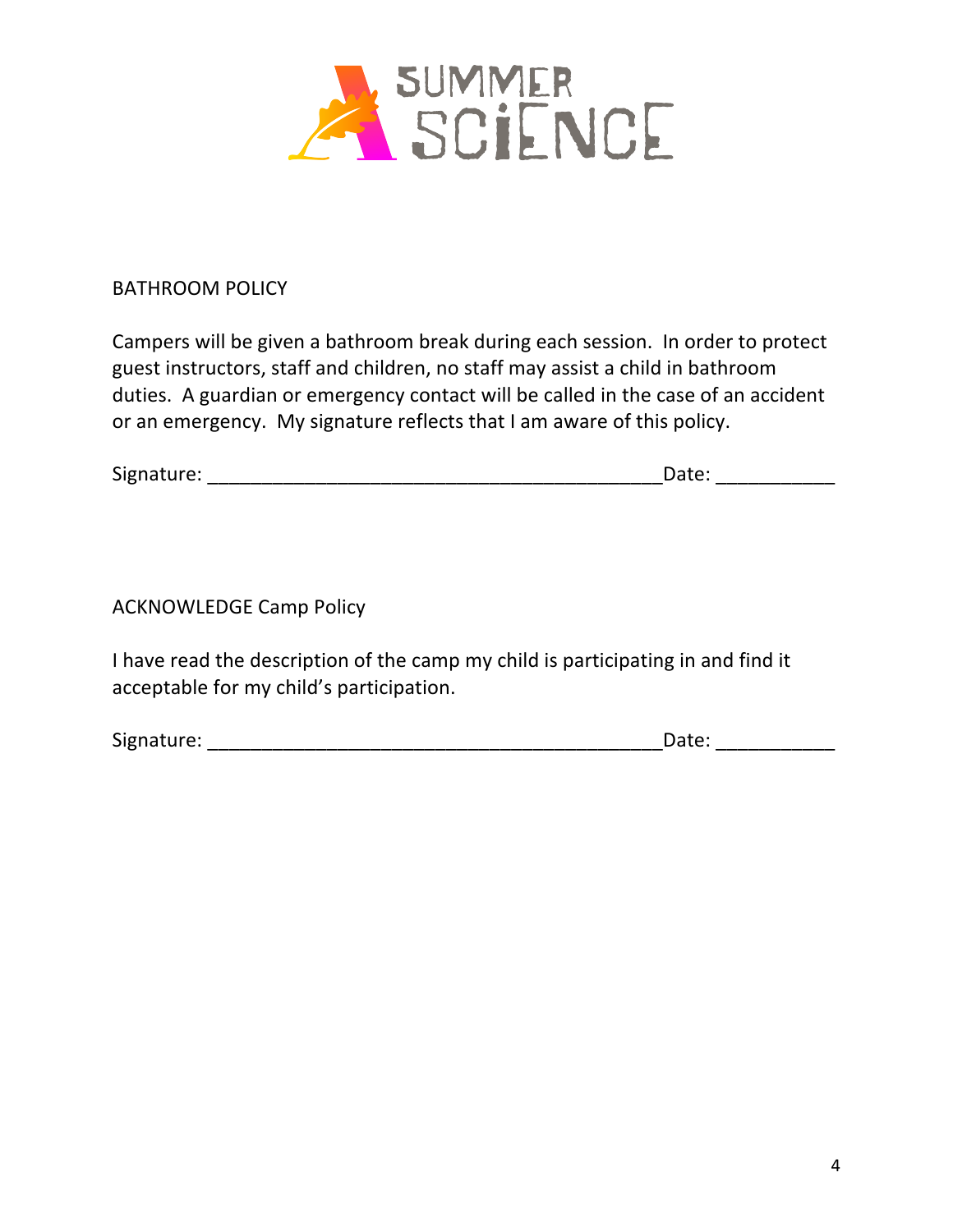SUMMER SCIENCE

## BATHROOM POLICY

Campers will be given a bathroom break during each session. In order to protect guest instructors, staff and children, no staff may assist a child in bathroom duties. A guardian or emergency contact will be called in the case of an accident or an emergency. My signature reflects that I am aware of this policy.

Signature: ___________________________________________Date: ___________

## ACKNOWLEDGE Camp Policy

I have read the description of the camp my child is participating in and find it acceptable for my child's participation.

Signature: ___________________________________________Date: ___________